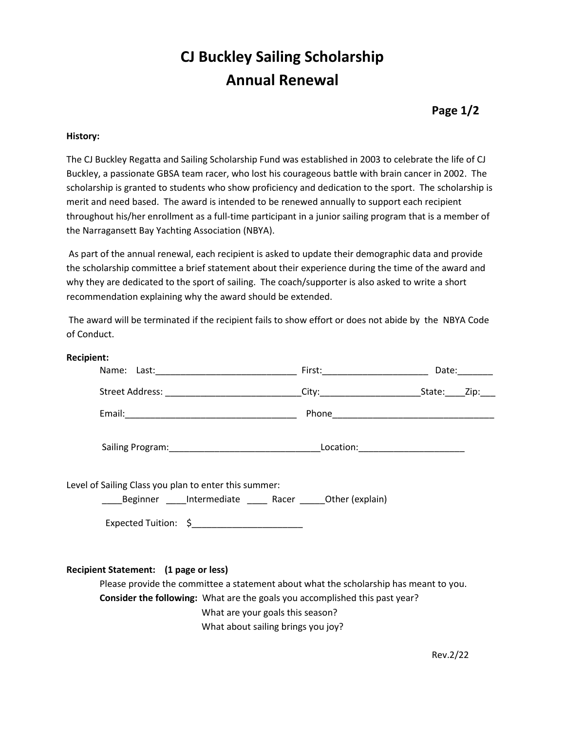# CJ Buckley Sailing Scholarship
# Annual Renewal

**Page 1/2**

**History:**

The CJ Buckley Regatta and Sailing Scholarship Fund was established in 2003 to celebrate the life of CJ Buckley, a passionate GBSA team racer, who lost his courageous battle with brain cancer in 2002. The scholarship is granted to students who show proficiency and dedication to the sport. The scholarship is merit and need based. The award is intended to be renewed annually to support each recipient throughout his/her enrollment as a full-time participant in a junior sailing program that is a member of the Narragansett Bay Yachting Association (NBYA).

As part of the annual renewal, each recipient is asked to update their demographic data and provide the scholarship committee a brief statement about their experience during the time of the award and why they are dedicated to the sport of sailing. The coach/supporter is also asked to write a short recommendation explaining why the award should be extended.

The award will be terminated if the recipient fails to show effort or does not abide by the NBYA Code of Conduct.

**Recipient:**

Name: Last:____________________________ First:_____________________ Date:_______

Street Address: ___________________________City:____________________State:____Zip:___

Email:__________________________________ Phone________________________________

Sailing Program:______________________________Location:_____________________

Level of Sailing Class you plan to enter this summer:

____Beginner ____Intermediate ____ Racer _____Other (explain)

Expected Tuition: $______________________

**Recipient Statement: (1 page or less)**

Please provide the committee a statement about what the scholarship has meant to you.

**Consider the following:** What are the goals you accomplished this past year?
What are your goals this season?
What about sailing brings you joy?

Rev.2/22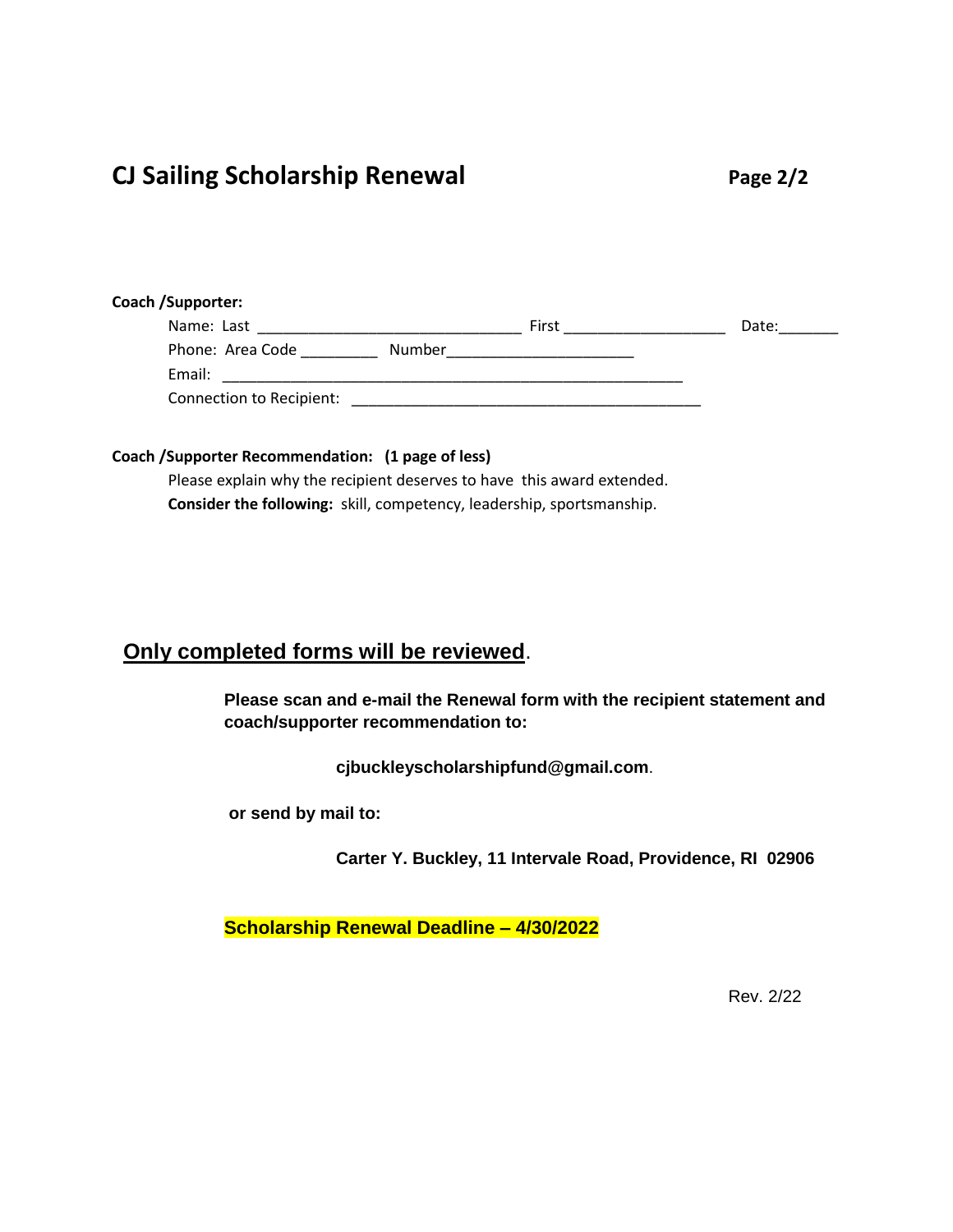# CJ Sailing Scholarship Renewal

**Coach /Supporter:**

Name: Last ______________________________ First __________________ Date:_______

Phone: Area Code _________ Number_____________________

Email: ____________________________________________________

Connection to Recipient: _______________________________________

**Coach /Supporter Recommendation: (1 page of less)**

Please explain why the recipient deserves to have this award extended.

**Consider the following:** skill, competency, leadership, sportsmanship.

**Only completed forms will be reviewed**.

**Please scan and e-mail the Renewal form with the recipient statement and coach/supporter recommendation to:**

**cjbuckleyscholarshipfund@gmail.com**.

**or send by mail to:**

**Carter Y. Buckley, 11 Intervale Road, Providence, RI 02906**

**Scholarship Renewal Deadline – 4/30/2022**

Rev. 2/22